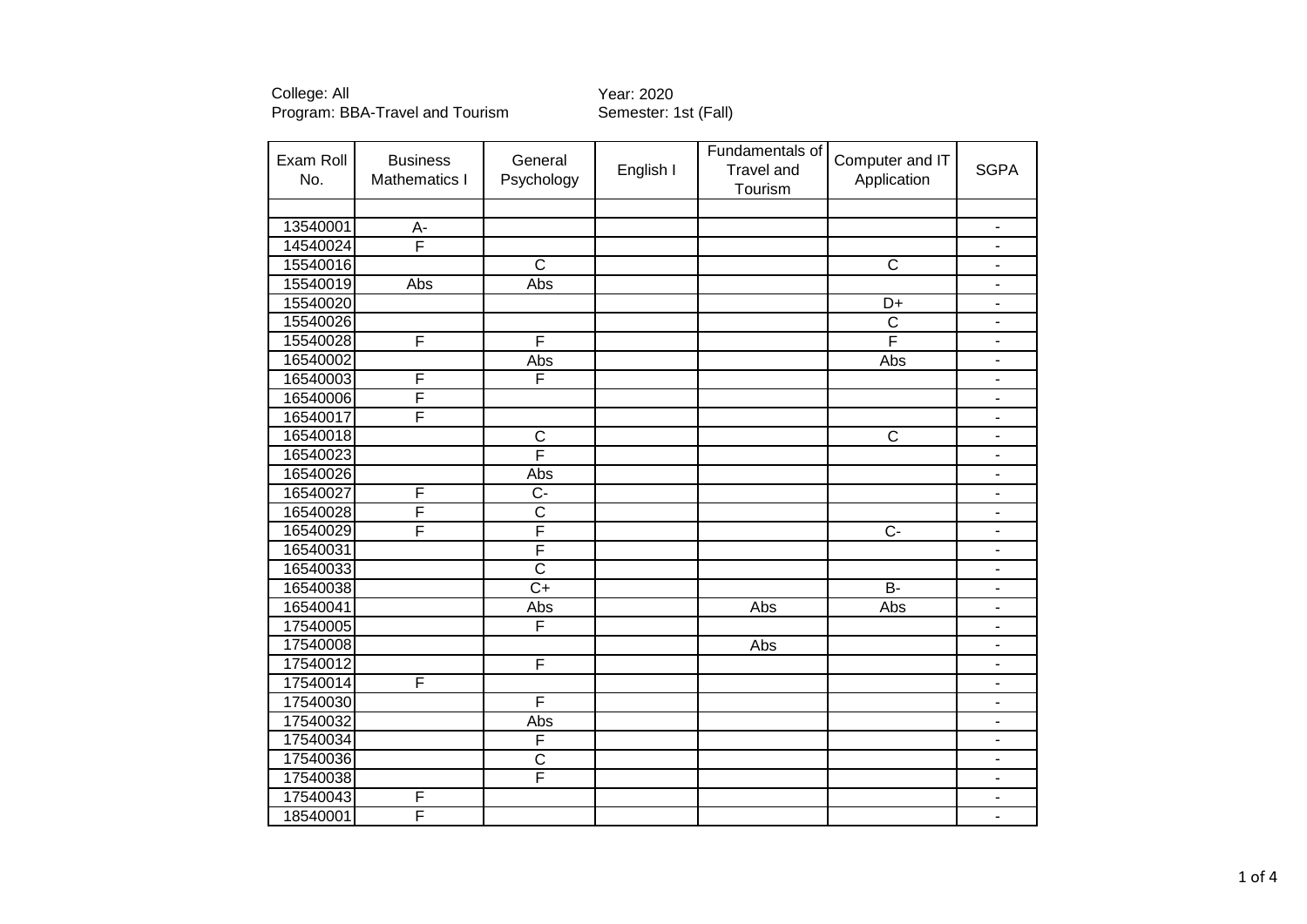College: All
Program: BBA-Travel and Tourism

Year: 2020
Semester: 1st (Fall)

| Exam Roll No. | Business Mathematics I | General Psychology | English I | Fundamentals of Travel and Tourism | Computer and IT Application | SGPA |
|---|---|---|---|---|---|---|
| | | | | | | |
| 13540001 | A- | | | | | - |
| 14540024 | F | | | | | - |
| 15540016 | | C | | | C | - |
| 15540019 | Abs | Abs | | | | - |
| 15540020 | | | | | D+ | - |
| 15540026 | | | | | C | - |
| 15540028 | F | F | | | F | - |
| 16540002 | | Abs | | | Abs | - |
| 16540003 | F | F | | | | - |
| 16540006 | F | | | | | - |
| 16540017 | F | | | | | - |
| 16540018 | | C | | | C | - |
| 16540023 | | F | | | | - |
| 16540026 | | Abs | | | | - |
| 16540027 | F | C- | | | | - |
| 16540028 | F | C | | | | - |
| 16540029 | F | F | | | C- | - |
| 16540031 | | F | | | | - |
| 16540033 | | C | | | | - |
| 16540038 | | C+ | | | B- | - |
| 16540041 | | Abs | | Abs | Abs | - |
| 17540005 | | F | | | | - |
| 17540008 | | | | Abs | | - |
| 17540012 | | F | | | | - |
| 17540014 | F | | | | | - |
| 17540030 | | F | | | | - |
| 17540032 | | Abs | | | | - |
| 17540034 | | F | | | | - |
| 17540036 | | C | | | | - |
| 17540038 | | F | | | | - |
| 17540043 | F | | | | | - |
| 18540001 | F | | | | | - |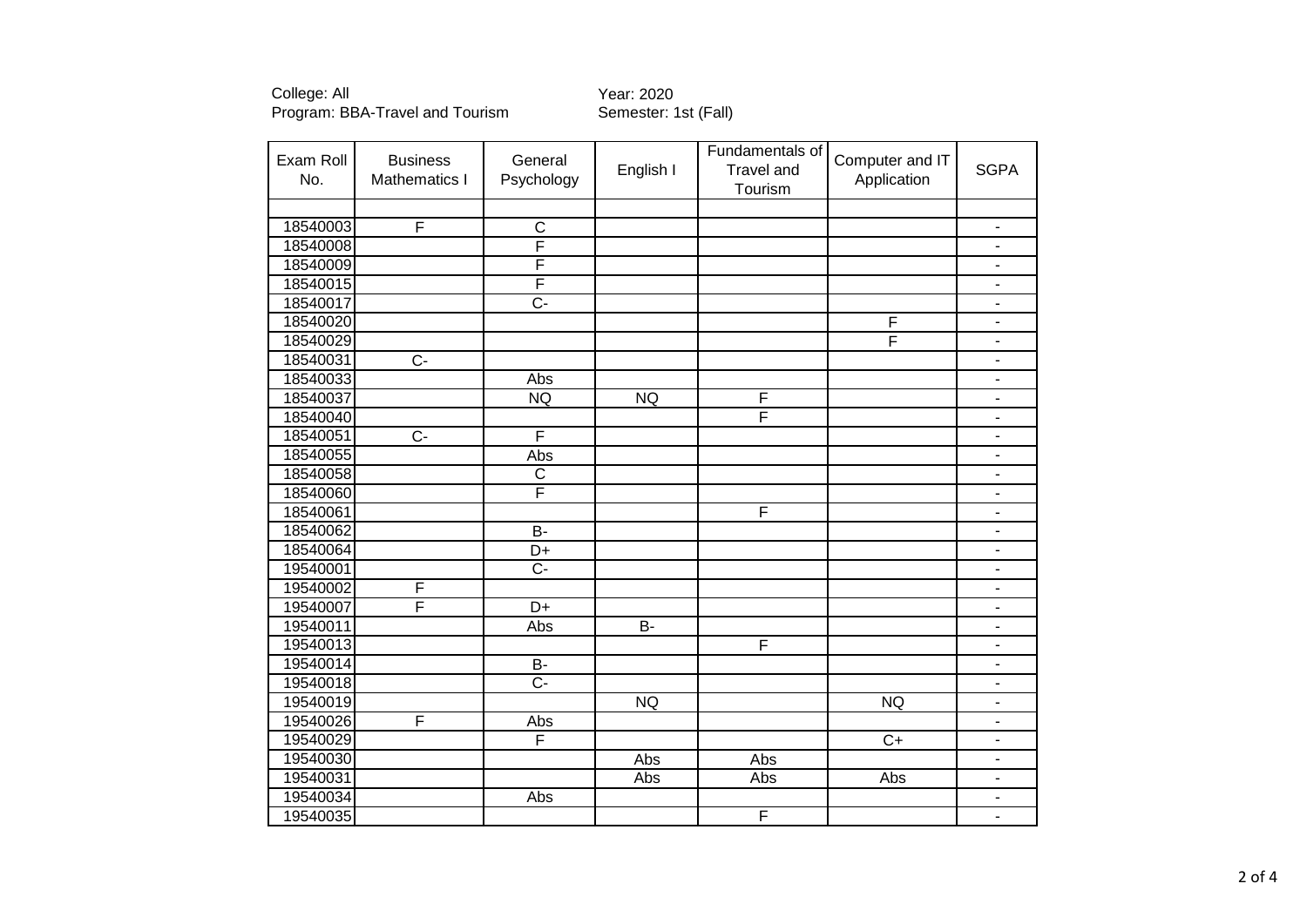College: All
Program: BBA-Travel and Tourism

Year: 2020
Semester: 1st (Fall)

| Exam Roll No. | Business Mathematics I | General Psychology | English I | Fundamentals of Travel and Tourism | Computer and IT Application | SGPA |
|---|---|---|---|---|---|---|
| | | | | | | |
| 18540003 | F | C | | | | - |
| 18540008 | | F | | | | - |
| 18540009 | | F | | | | - |
| 18540015 | | F | | | | - |
| 18540017 | | C- | | | | - |
| 18540020 | | | | | F | - |
| 18540029 | | | | | F | - |
| 18540031 | C- | | | | | - |
| 18540033 | | Abs | | | | - |
| 18540037 | | NQ | NQ | F | | - |
| 18540040 | | | | F | | - |
| 18540051 | C- | F | | | | - |
| 18540055 | | Abs | | | | - |
| 18540058 | | C | | | | - |
| 18540060 | | F | | | | - |
| 18540061 | | | | F | | - |
| 18540062 | | B- | | | | - |
| 18540064 | | D+ | | | | - |
| 19540001 | | C- | | | | - |
| 19540002 | F | | | | | - |
| 19540007 | F | D+ | | | | - |
| 19540011 | | Abs | B- | | | - |
| 19540013 | | | | F | | - |
| 19540014 | | B- | | | | - |
| 19540018 | | C- | | | | - |
| 19540019 | | | NQ | | NQ | - |
| 19540026 | F | Abs | | | | - |
| 19540029 | | F | | | C+ | - |
| 19540030 | | | Abs | Abs | | - |
| 19540031 | | | Abs | Abs | Abs | - |
| 19540034 | | Abs | | | | - |
| 19540035 | | | | F | | - |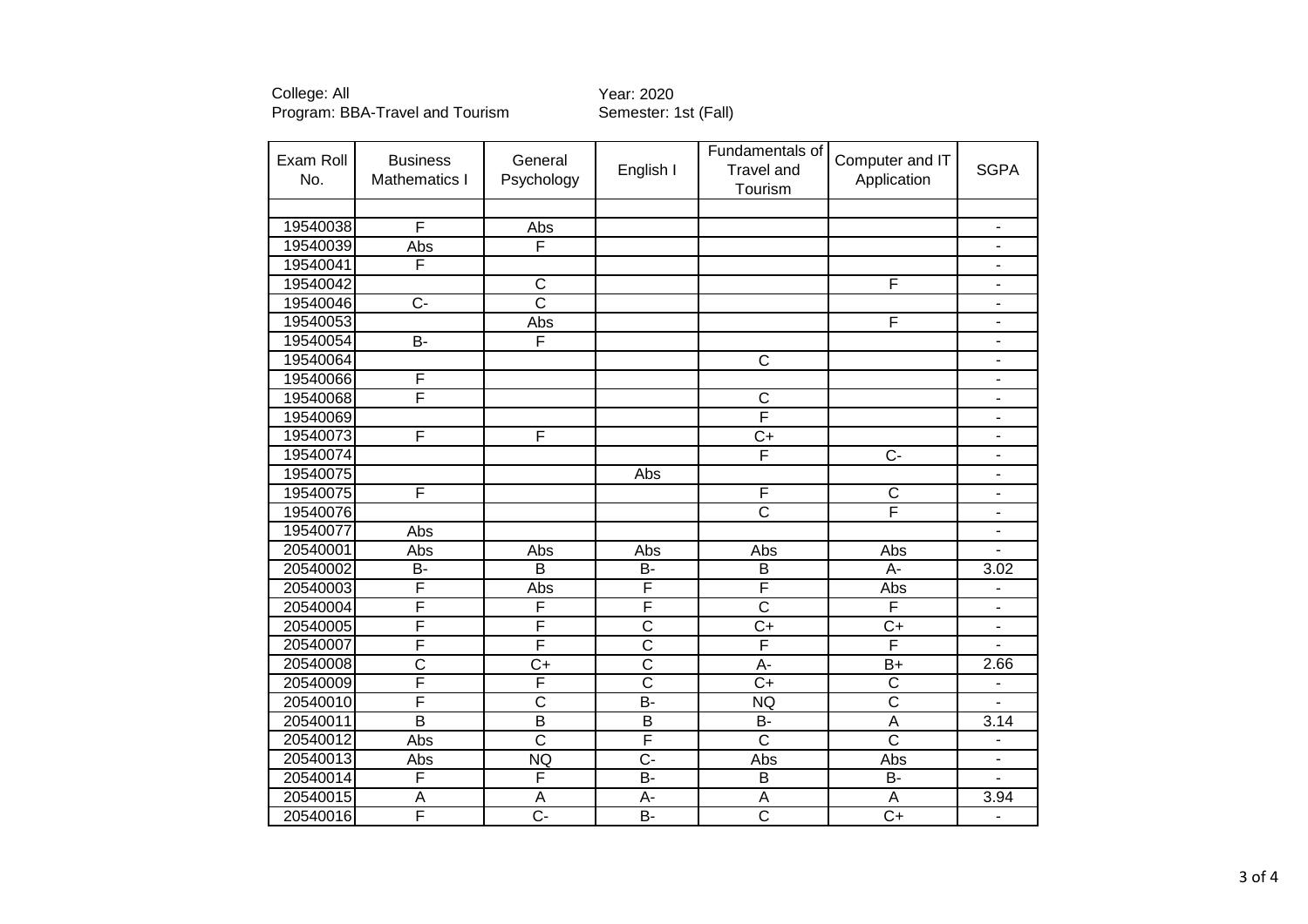College: All
Program: BBA-Travel and Tourism

Year: 2020
Semester: 1st (Fall)

| Exam Roll No. | Business Mathematics I | General Psychology | English I | Fundamentals of Travel and Tourism | Computer and IT Application | SGPA |
|---|---|---|---|---|---|---|
| | | | | | | |
| 19540038 | F | Abs | | | | - |
| 19540039 | Abs | F | | | | - |
| 19540041 | F | | | | | - |
| 19540042 | | C | | | F | - |
| 19540046 | C- | C | | | | - |
| 19540053 | | Abs | | | F | - |
| 19540054 | B- | F | | | | - |
| 19540064 | | | | C | | - |
| 19540066 | F | | | | | - |
| 19540068 | F | | | C | | - |
| 19540069 | | | | F | | - |
| 19540073 | F | F | | C+ | | - |
| 19540074 | | | | F | C- | - |
| 19540075 | | | Abs | | | - |
| 19540075 | F | | | F | C | - |
| 19540076 | | | | C | F | - |
| 19540077 | Abs | | | | | - |
| 20540001 | Abs | Abs | Abs | Abs | Abs | - |
| 20540002 | B- | B | B- | B | A- | 3.02 |
| 20540003 | F | Abs | F | F | Abs | - |
| 20540004 | F | F | F | C | F | - |
| 20540005 | F | F | C | C+ | C+ | - |
| 20540007 | F | F | C | F | F | - |
| 20540008 | C | C+ | C | A- | B+ | 2.66 |
| 20540009 | F | F | C | C+ | C | - |
| 20540010 | F | C | B- | NQ | C | - |
| 20540011 | B | B | B | B- | A | 3.14 |
| 20540012 | Abs | C | F | C | C | - |
| 20540013 | Abs | NQ | C- | Abs | Abs | - |
| 20540014 | F | F | B- | B | B- | - |
| 20540015 | A | A | A- | A | A | 3.94 |
| 20540016 | F | C- | B- | C | C+ | - |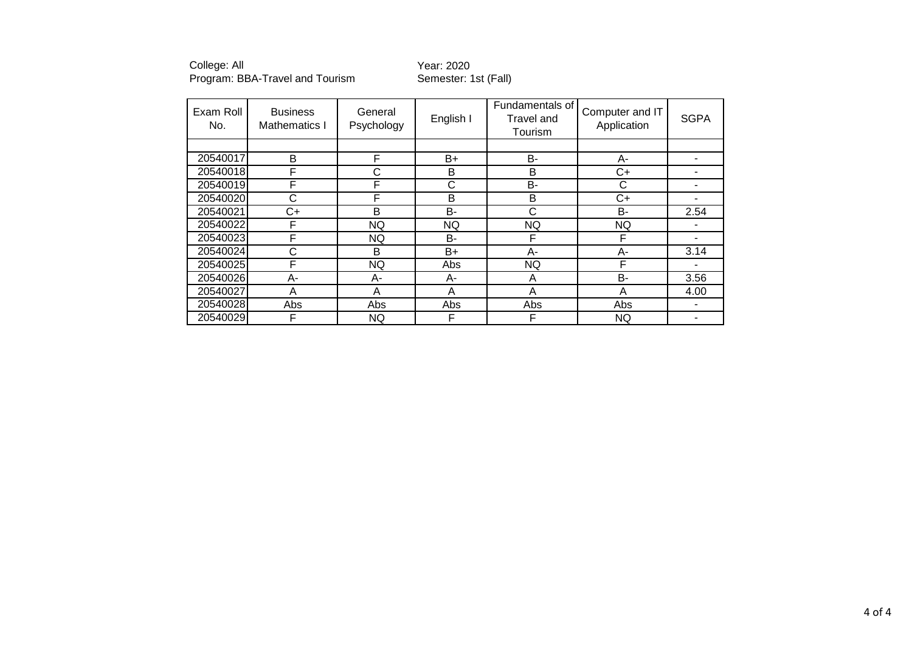College: All
Program: BBA-Travel and Tourism

Year: 2020
Semester: 1st (Fall)

| Exam Roll No. | Business Mathematics I | General Psychology | English I | Fundamentals of Travel and Tourism | Computer and IT Application | SGPA |
|---|---|---|---|---|---|---|
| | | | | | | |
| 20540017 | B | F | B+ | B- | A- | - |
| 20540018 | F | C | B | B | C+ | - |
| 20540019 | F | F | C | B- | C | - |
| 20540020 | C | F | B | B | C+ | - |
| 20540021 | C+ | B | B- | C | B- | 2.54 |
| 20540022 | F | NQ | NQ | NQ | NQ | - |
| 20540023 | F | NQ | B- | F | F | - |
| 20540024 | C | B | B+ | A- | A- | 3.14 |
| 20540025 | F | NQ | Abs | NQ | F | - |
| 20540026 | A- | A- | A- | A | B- | 3.56 |
| 20540027 | A | A | A | A | A | 4.00 |
| 20540028 | Abs | Abs | Abs | Abs | Abs | - |
| 20540029 | F | NQ | F | F | NQ | - |